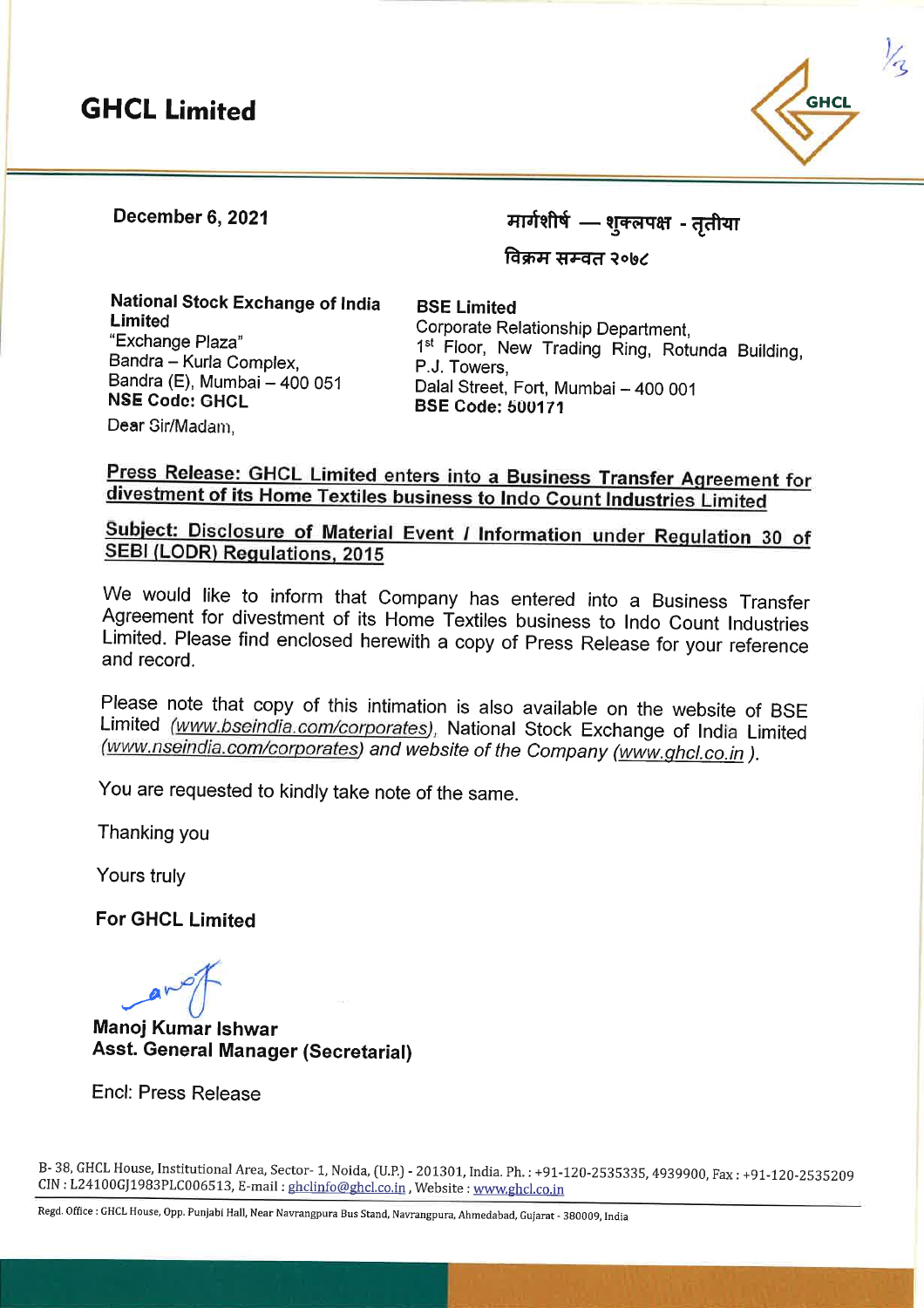# GHCL Limited

**December 6, 2021**

**मार्गशीर्ष — शुक्लपक्ष - तृतीया**

**विक्रम सम्वत २०७८**

**National Stock Exchange of India Limited**
"Exchange Plaza"
Bandra – Kurla Complex,
Bandra (E), Mumbai – 400 051
**NSE Code: GHCL**

**BSE Limited**
Corporate Relationship Department,
1st Floor, New Trading Ring, Rotunda Building,
P.J. Towers,
Dalal Street, Fort, Mumbai – 400 001
**BSE Code: 500171**

Dear Sir/Madam,

**<u>Press Release: GHCL Limited enters into a Business Transfer Agreement for divestment of its Home Textiles business to Indo Count Industries Limited</u>**

**<u>Subject: Disclosure of Material Event / Information under Regulation 30 of SEBI (LODR) Regulations, 2015</u>**

We would like to inform that Company has entered into a Business Transfer Agreement for divestment of its Home Textiles business to Indo Count Industries Limited. Please find enclosed herewith a copy of Press Release for your reference and record.

Please note that copy of this intimation is also available on the website of BSE Limited *(www.bseindia.com/corporates)*, National Stock Exchange of India Limited *(www.nseindia.com/corporates) and website of the Company (www.ghcl.co.in ).*

You are requested to kindly take note of the same.

Thanking you

Yours truly

**For GHCL Limited**

**Manoj Kumar Ishwar**
**Asst. General Manager (Secretarial)**

Encl: Press Release

B- 38, GHCL House, Institutional Area, Sector- 1, Noida, (U.P.) - 201301, India. Ph. : +91-120-2535335, 4939900, Fax : +91-120-2535209
CIN : L24100GJ1983PLC006513, E-mail : ghclinfo@ghcl.co.in , Website : www.ghcl.co.in

Regd. Office : GHCL House, Opp. Punjabi Hall, Near Navrangpura Bus Stand, Navrangpura, Ahmedabad, Gujarat - 380009, India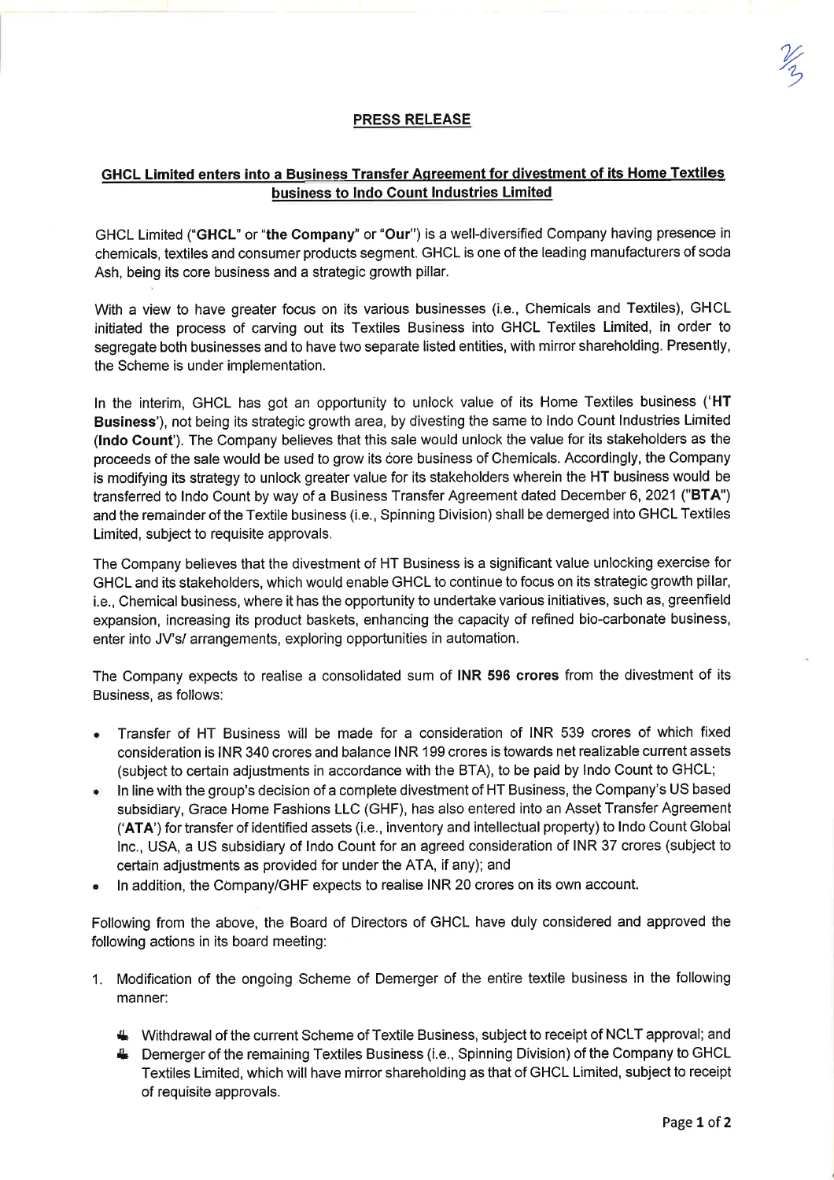**PRESS RELEASE**

**GHCL Limited enters into a Business Transfer Agreement for divestment of its Home Textiles business to Indo Count Industries Limited**

GHCL Limited ("**GHCL**" or "**the Company**" or "**Our**") is a well-diversified Company having presence in chemicals, textiles and consumer products segment. GHCL is one of the leading manufacturers of soda Ash, being its core business and a strategic growth pillar.

With a view to have greater focus on its various businesses (i.e., Chemicals and Textiles), GHCL initiated the process of carving out its Textiles Business into GHCL Textiles Limited, in order to segregate both businesses and to have two separate listed entities, with mirror shareholding. Presently, the Scheme is under implementation.

In the interim, GHCL has got an opportunity to unlock value of its Home Textiles business ('**HT Business**'), not being its strategic growth area, by divesting the same to Indo Count Industries Limited (**Indo Count**'). The Company believes that this sale would unlock the value for its stakeholders as the proceeds of the sale would be used to grow its core business of Chemicals. Accordingly, the Company is modifying its strategy to unlock greater value for its stakeholders wherein the HT business would be transferred to Indo Count by way of a Business Transfer Agreement dated December 6, 2021 ("**BTA**") and the remainder of the Textile business (i.e., Spinning Division) shall be demerged into GHCL Textiles Limited, subject to requisite approvals.

The Company believes that the divestment of HT Business is a significant value unlocking exercise for GHCL and its stakeholders, which would enable GHCL to continue to focus on its strategic growth pillar, i.e., Chemical business, where it has the opportunity to undertake various initiatives, such as, greenfield expansion, increasing its product baskets, enhancing the capacity of refined bio-carbonate business, enter into JV's/ arrangements, exploring opportunities in automation.

The Company expects to realise a consolidated sum of **INR 596 crores** from the divestment of its Business, as follows:

- Transfer of HT Business will be made for a consideration of INR 539 crores of which fixed consideration is INR 340 crores and balance INR 199 crores is towards net realizable current assets (subject to certain adjustments in accordance with the BTA), to be paid by Indo Count to GHCL;
- In line with the group's decision of a complete divestment of HT Business, the Company's US based subsidiary, Grace Home Fashions LLC (GHF), has also entered into an Asset Transfer Agreement ('**ATA**') for transfer of identified assets (i.e., inventory and intellectual property) to Indo Count Global Inc., USA, a US subsidiary of Indo Count for an agreed consideration of INR 37 crores (subject to certain adjustments as provided for under the ATA, if any); and
- In addition, the Company/GHF expects to realise INR 20 crores on its own account.

Following from the above, the Board of Directors of GHCL have duly considered and approved the following actions in its board meeting:

1. Modification of the ongoing Scheme of Demerger of the entire textile business in the following manner:
   - Withdrawal of the current Scheme of Textile Business, subject to receipt of NCLT approval; and
   - Demerger of the remaining Textiles Business (i.e., Spinning Division) of the Company to GHCL Textiles Limited, which will have mirror shareholding as that of GHCL Limited, subject to receipt of requisite approvals.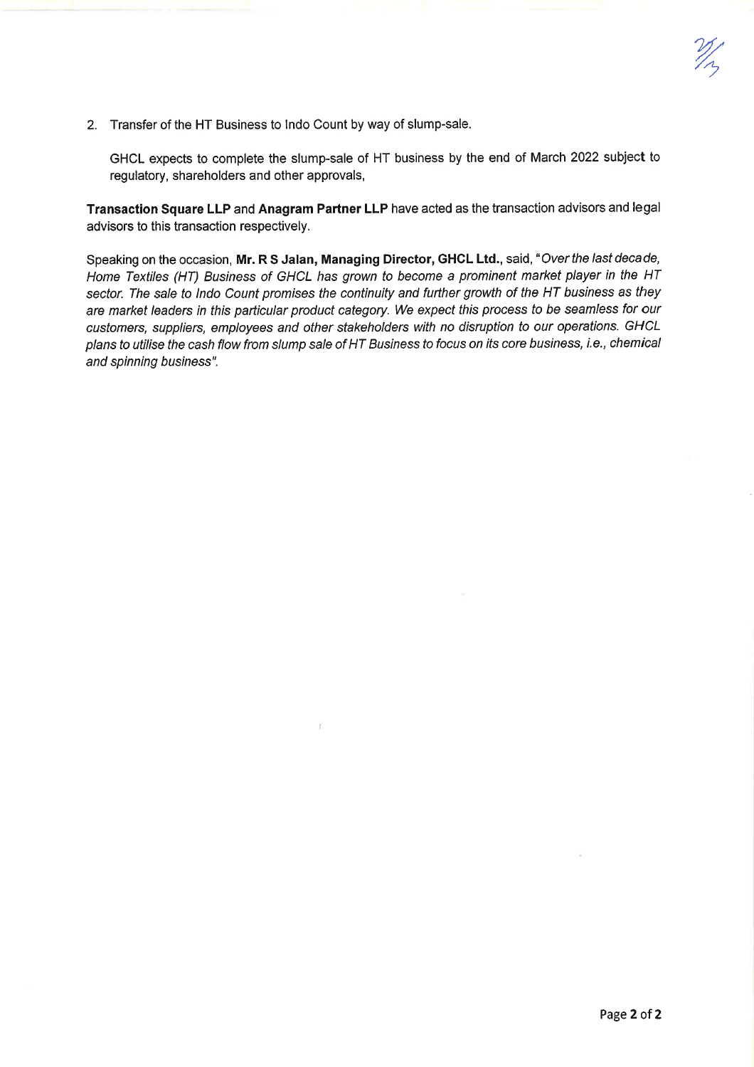2. Transfer of the HT Business to Indo Count by way of slump-sale.

   GHCL expects to complete the slump-sale of HT business by the end of March 2022 subject to regulatory, shareholders and other approvals,

**Transaction Square LLP** and **Anagram Partner LLP** have acted as the transaction advisors and legal advisors to this transaction respectively.

Speaking on the occasion, **Mr. R S Jalan, Managing Director, GHCL Ltd.**, said, "*Over the last decade, Home Textiles (HT) Business of GHCL has grown to become a prominent market player in the HT sector. The sale to Indo Count promises the continuity and further growth of the HT business as they are market leaders in this particular product category. We expect this process to be seamless for our customers, suppliers, employees and other stakeholders with no disruption to our operations. GHCL plans to utilise the cash flow from slump sale of HT Business to focus on its core business, i.e., chemical and spinning business*".